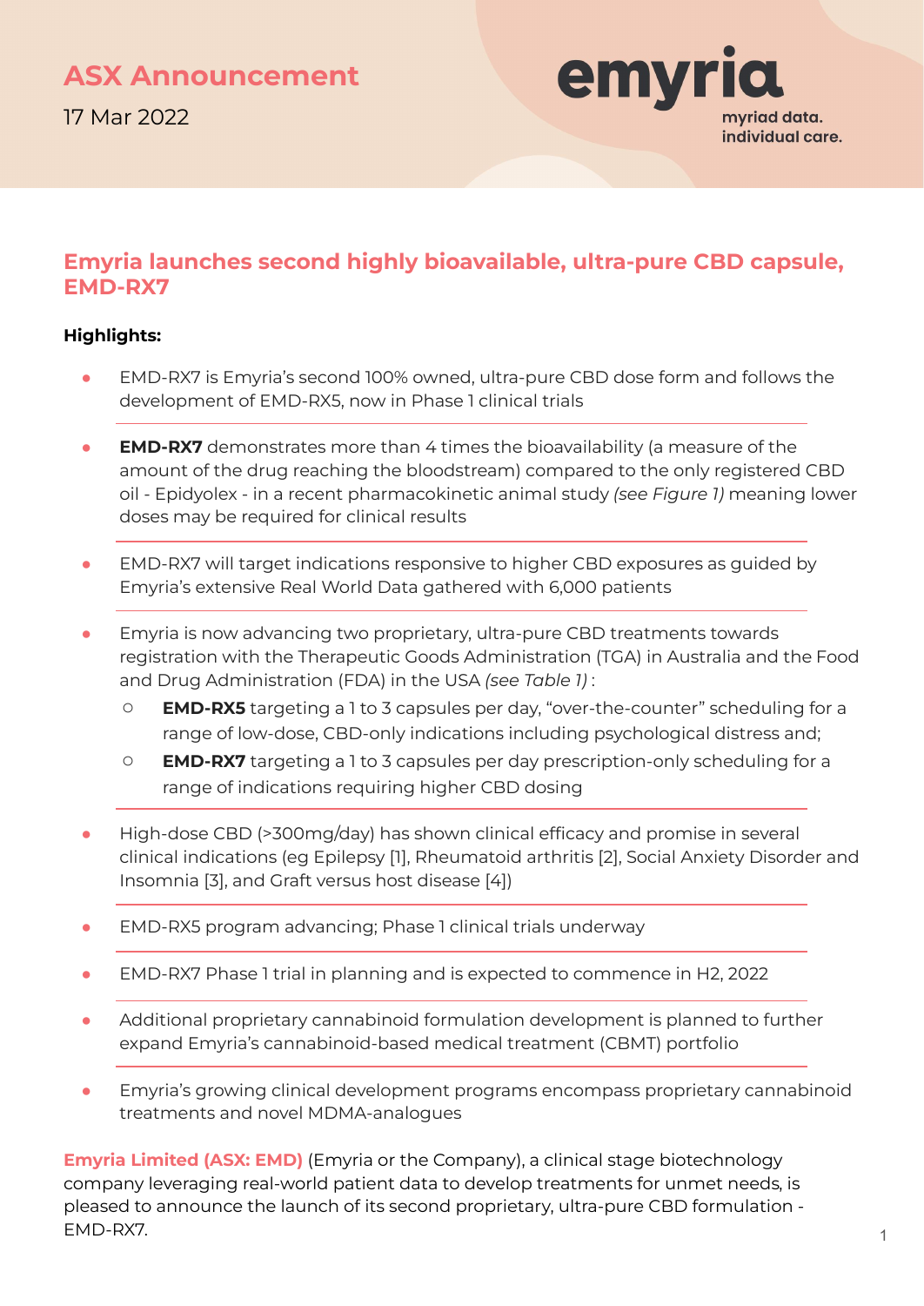**ASX Announcement**

17 Mar 2022

emyria
myriad data.
individual care.

## Emyria launches second highly bioavailable, ultra-pure CBD capsule, EMD-RX7

### Highlights:

- EMD-RX7 is Emyria's second 100% owned, ultra-pure CBD dose form and follows the development of EMD-RX5, now in Phase 1 clinical trials
- **EMD-RX7** demonstrates more than 4 times the bioavailability (a measure of the amount of the drug reaching the bloodstream) compared to the only registered CBD oil - Epidyolex - in a recent pharmacokinetic animal study *(see Figure 1)* meaning lower doses may be required for clinical results
- EMD-RX7 will target indications responsive to higher CBD exposures as guided by Emyria's extensive Real World Data gathered with 6,000 patients
- Emyria is now advancing two proprietary, ultra-pure CBD treatments towards registration with the Therapeutic Goods Administration (TGA) in Australia and the Food and Drug Administration (FDA) in the USA *(see Table 1)* :
  - **EMD-RX5** targeting a 1 to 3 capsules per day, "over-the-counter" scheduling for a range of low-dose, CBD-only indications including psychological distress and;
  - **EMD-RX7** targeting a 1 to 3 capsules per day prescription-only scheduling for a range of indications requiring higher CBD dosing
- High-dose CBD (>300mg/day) has shown clinical efficacy and promise in several clinical indications (eg Epilepsy [1], Rheumatoid arthritis [2], Social Anxiety Disorder and Insomnia [3], and Graft versus host disease [4])
- EMD-RX5 program advancing; Phase 1 clinical trials underway
- EMD-RX7 Phase 1 trial in planning and is expected to commence in H2, 2022
- Additional proprietary cannabinoid formulation development is planned to further expand Emyria's cannabinoid-based medical treatment (CBMT) portfolio
- Emyria's growing clinical development programs encompass proprietary cannabinoid treatments and novel MDMA-analogues

**Emyria Limited (ASX: EMD)** (Emyria or the Company), a clinical stage biotechnology company leveraging real-world patient data to develop treatments for unmet needs, is pleased to announce the launch of its second proprietary, ultra-pure CBD formulation - EMD-RX7.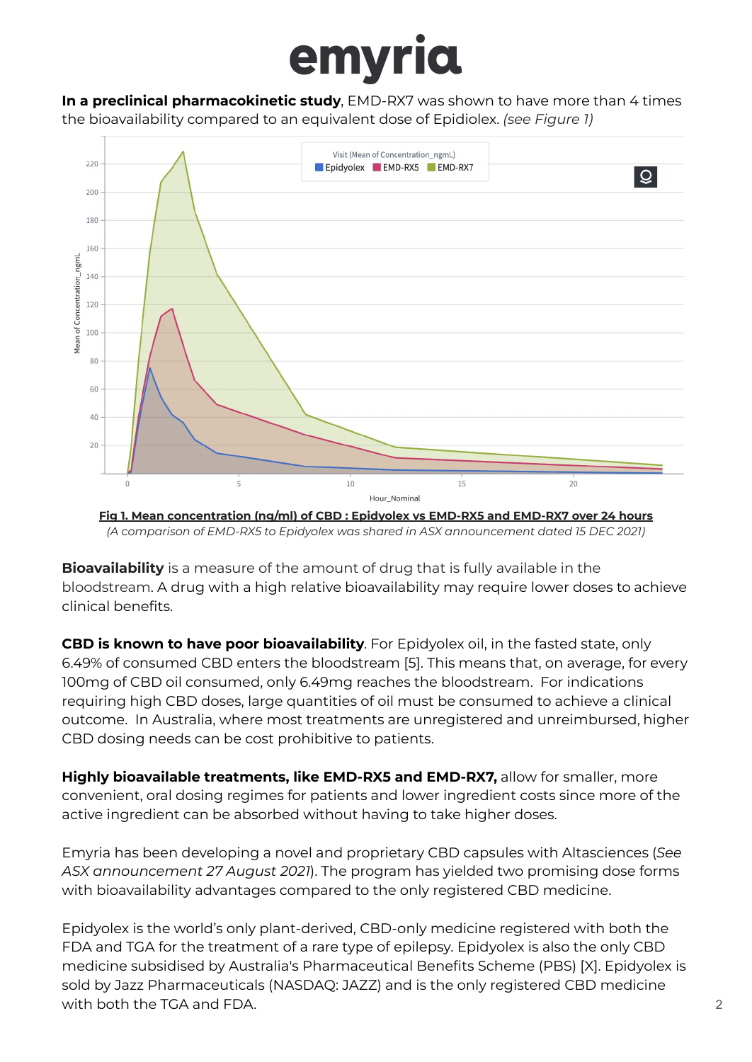**In a preclinical pharmacokinetic study**, EMD-RX7 was shown to have more than 4 times the bioavailability compared to an equivalent dose of Epidiolex. *(see Figure 1)*

**Fig 1. Mean concentration (ng/ml) of CBD : Epidyolex vs EMD-RX5 and EMD-RX7 over 24 hours**

*(A comparison of EMD-RX5 to Epidyolex was shared in ASX announcement dated 15 DEC 2021)*

**Bioavailability** is a measure of the amount of drug that is fully available in the bloodstream. A drug with a high relative bioavailability may require lower doses to achieve clinical benefits.

**CBD is known to have poor bioavailability**. For Epidyolex oil, in the fasted state, only 6.49% of consumed CBD enters the bloodstream [5]. This means that, on average, for every 100mg of CBD oil consumed, only 6.49mg reaches the bloodstream. For indications requiring high CBD doses, large quantities of oil must be consumed to achieve a clinical outcome. In Australia, where most treatments are unregistered and unreimbursed, higher CBD dosing needs can be cost prohibitive to patients.

**Highly bioavailable treatments, like EMD-RX5 and EMD-RX7,** allow for smaller, more convenient, oral dosing regimes for patients and lower ingredient costs since more of the active ingredient can be absorbed without having to take higher doses.

Emyria has been developing a novel and proprietary CBD capsules with Altasciences (*See ASX announcement 27 August 2021*). The program has yielded two promising dose forms with bioavailability advantages compared to the only registered CBD medicine.

Epidyolex is the world's only plant-derived, CBD-only medicine registered with both the FDA and TGA for the treatment of a rare type of epilepsy. Epidyolex is also the only CBD medicine subsidised by Australia's Pharmaceutical Benefits Scheme (PBS) [X]. Epidyolex is sold by Jazz Pharmaceuticals (NASDAQ: JAZZ) and is the only registered CBD medicine with both the TGA and FDA.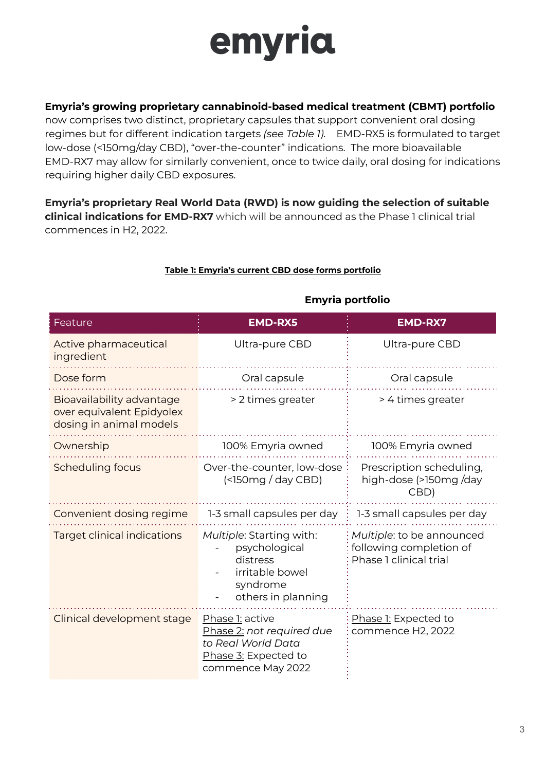**Emyria's growing proprietary cannabinoid-based medical treatment (CBMT) portfolio** now comprises two distinct, proprietary capsules that support convenient oral dosing regimes but for different indication targets *(see Table 1).* EMD-RX5 is formulated to target low-dose (<150mg/day CBD), "over-the-counter" indications. The more bioavailable EMD-RX7 may allow for similarly convenient, once to twice daily, oral dosing for indications requiring higher daily CBD exposures.

**Emyria's proprietary Real World Data (RWD) is now guiding the selection of suitable clinical indications for EMD-RX7** which will be announced as the Phase 1 clinical trial commences in H2, 2022.

**Table 1: Emyria's current CBD dose forms portfolio**

| | Emyria portfolio | |
|---|---|---|
| Feature | **EMD-RX5** | **EMD-RX7** |
| Active pharmaceutical ingredient | Ultra-pure CBD | Ultra-pure CBD |
| Dose form | Oral capsule | Oral capsule |
| Bioavailability advantage over equivalent Epidyolex dosing in animal models | > 2 times greater | > 4 times greater |
| Ownership | 100% Emyria owned | 100% Emyria owned |
| Scheduling focus | Over-the-counter, low-dose (<150mg / day CBD) | Prescription scheduling, high-dose (>150mg /day CBD) |
| Convenient dosing regime | 1-3 small capsules per day | 1-3 small capsules per day |
| Target clinical indications | *Multiple*: Starting with: - psychological distress - irritable bowel syndrome - others in planning | *Multiple*: to be announced following completion of Phase 1 clinical trial |
| Clinical development stage | Phase 1: active; Phase 2: *not required due to Real World Data*; Phase 3: Expected to commence May 2022 | Phase 1: Expected to commence H2, 2022 |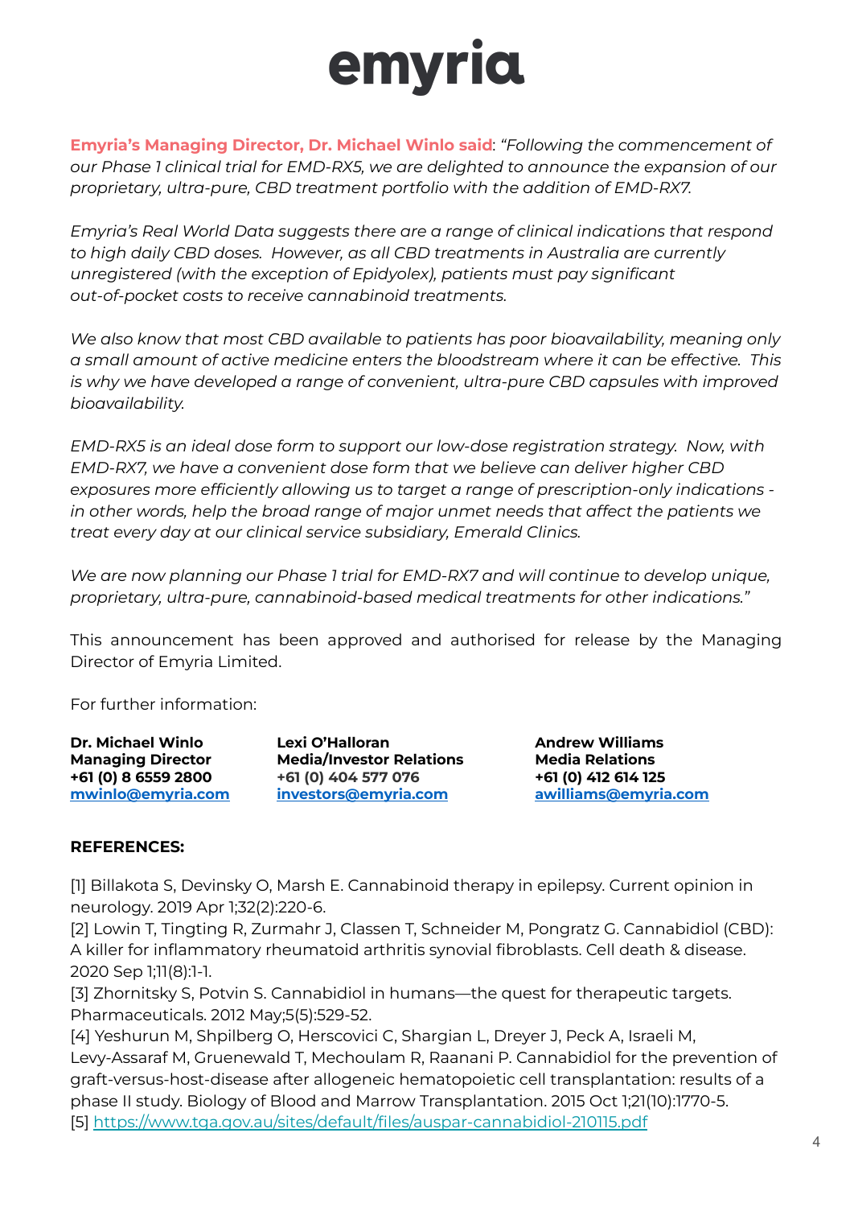**Emyria's Managing Director, Dr. Michael Winlo said**: *"Following the commencement of our Phase 1 clinical trial for EMD-RX5, we are delighted to announce the expansion of our proprietary, ultra-pure, CBD treatment portfolio with the addition of EMD-RX7.*

*Emyria's Real World Data suggests there are a range of clinical indications that respond to high daily CBD doses. However, as all CBD treatments in Australia are currently unregistered (with the exception of Epidyolex), patients must pay significant out-of-pocket costs to receive cannabinoid treatments.*

*We also know that most CBD available to patients has poor bioavailability, meaning only a small amount of active medicine enters the bloodstream where it can be effective. This is why we have developed a range of convenient, ultra-pure CBD capsules with improved bioavailability.*

*EMD-RX5 is an ideal dose form to support our low-dose registration strategy. Now, with EMD-RX7, we have a convenient dose form that we believe can deliver higher CBD exposures more efficiently allowing us to target a range of prescription-only indications - in other words, help the broad range of major unmet needs that affect the patients we treat every day at our clinical service subsidiary, Emerald Clinics.*

*We are now planning our Phase 1 trial for EMD-RX7 and will continue to develop unique, proprietary, ultra-pure, cannabinoid-based medical treatments for other indications."*

This announcement has been approved and authorised for release by the Managing Director of Emyria Limited.

For further information:

**Dr. Michael Winlo**
**Managing Director**
**+61 (0) 8 6559 2800**
**mwinlo@emyria.com**

**Lexi O'Halloran**
**Media/Investor Relations**
**+61 (0) 404 577 076**
**investors@emyria.com**

**Andrew Williams**
**Media Relations**
**+61 (0) 412 614 125**
**awilliams@emyria.com**

**REFERENCES:**

[1] Billakota S, Devinsky O, Marsh E. Cannabinoid therapy in epilepsy. Current opinion in neurology. 2019 Apr 1;32(2):220-6.
[2] Lowin T, Tingting R, Zurmahr J, Classen T, Schneider M, Pongratz G. Cannabidiol (CBD): A killer for inflammatory rheumatoid arthritis synovial fibroblasts. Cell death & disease. 2020 Sep 1;11(8):1-1.
[3] Zhornitsky S, Potvin S. Cannabidiol in humans—the quest for therapeutic targets. Pharmaceuticals. 2012 May;5(5):529-52.
[4] Yeshurun M, Shpilberg O, Herscovici C, Shargian L, Dreyer J, Peck A, Israeli M, Levy-Assaraf M, Gruenewald T, Mechoulam R, Raanani P. Cannabidiol for the prevention of graft-versus-host-disease after allogeneic hematopoietic cell transplantation: results of a phase II study. Biology of Blood and Marrow Transplantation. 2015 Oct 1;21(10):1770-5.
[5] https://www.tga.gov.au/sites/default/files/auspar-cannabidiol-210115.pdf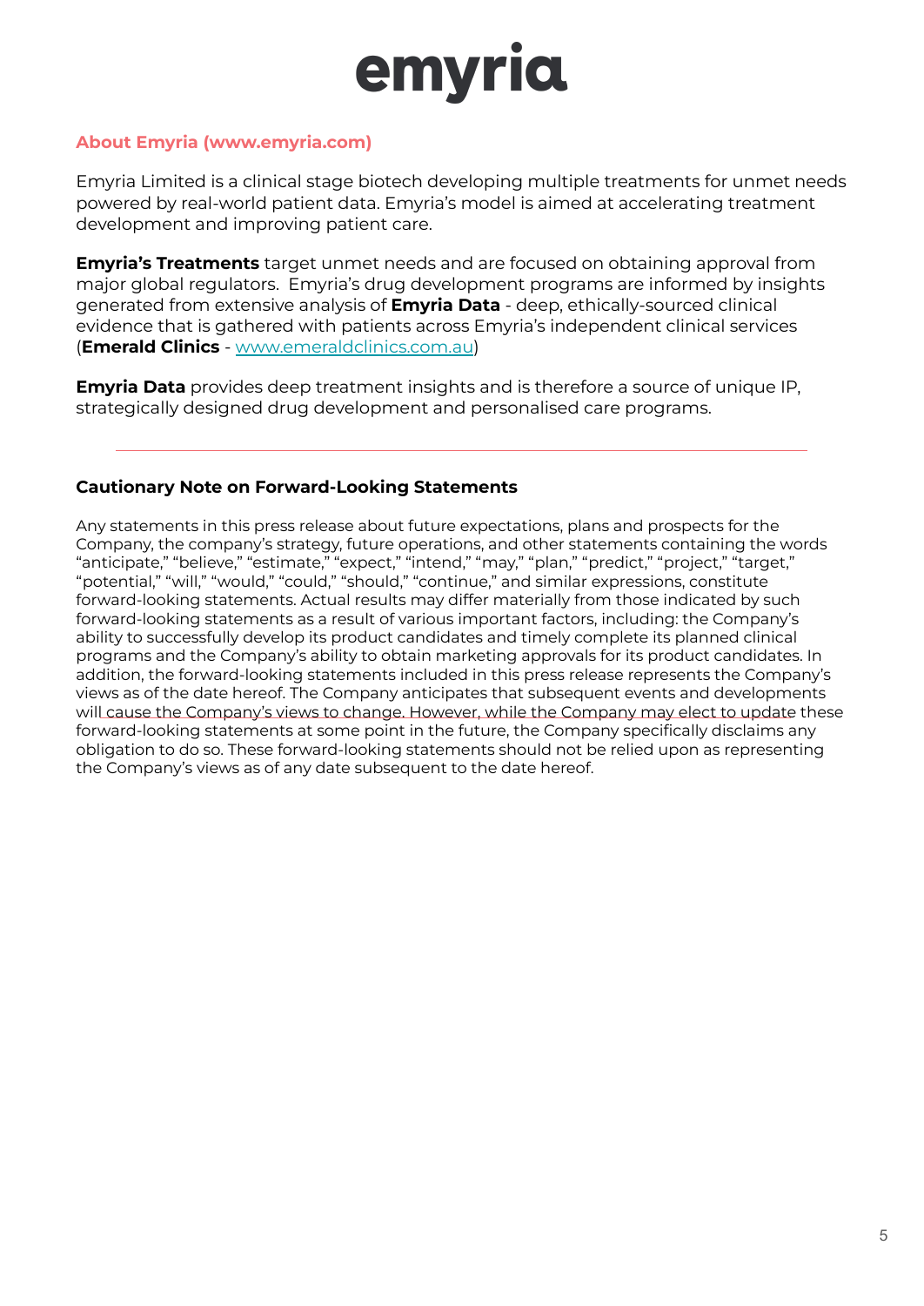emyria

## About Emyria (www.emyria.com)

Emyria Limited is a clinical stage biotech developing multiple treatments for unmet needs powered by real-world patient data. Emyria's model is aimed at accelerating treatment development and improving patient care.

**Emyria's Treatments** target unmet needs and are focused on obtaining approval from major global regulators. Emyria's drug development programs are informed by insights generated from extensive analysis of **Emyria Data** - deep, ethically-sourced clinical evidence that is gathered with patients across Emyria's independent clinical services (**Emerald Clinics** - [www.emeraldclinics.com.au](http://www.emeraldclinics.com.au))

**Emyria Data** provides deep treatment insights and is therefore a source of unique IP, strategically designed drug development and personalised care programs.

---

### Cautionary Note on Forward-Looking Statements

Any statements in this press release about future expectations, plans and prospects for the Company, the company's strategy, future operations, and other statements containing the words "anticipate," "believe," "estimate," "expect," "intend," "may," "plan," "predict," "project," "target," "potential," "will," "would," "could," "should," "continue," and similar expressions, constitute forward-looking statements. Actual results may differ materially from those indicated by such forward-looking statements as a result of various important factors, including: the Company's ability to successfully develop its product candidates and timely complete its planned clinical programs and the Company's ability to obtain marketing approvals for its product candidates. In addition, the forward-looking statements included in this press release represents the Company's views as of the date hereof. The Company anticipates that subsequent events and developments will cause the Company's views to change. However, while the Company may elect to update these forward-looking statements at some point in the future, the Company specifically disclaims any obligation to do so. These forward-looking statements should not be relied upon as representing the Company's views as of any date subsequent to the date hereof.